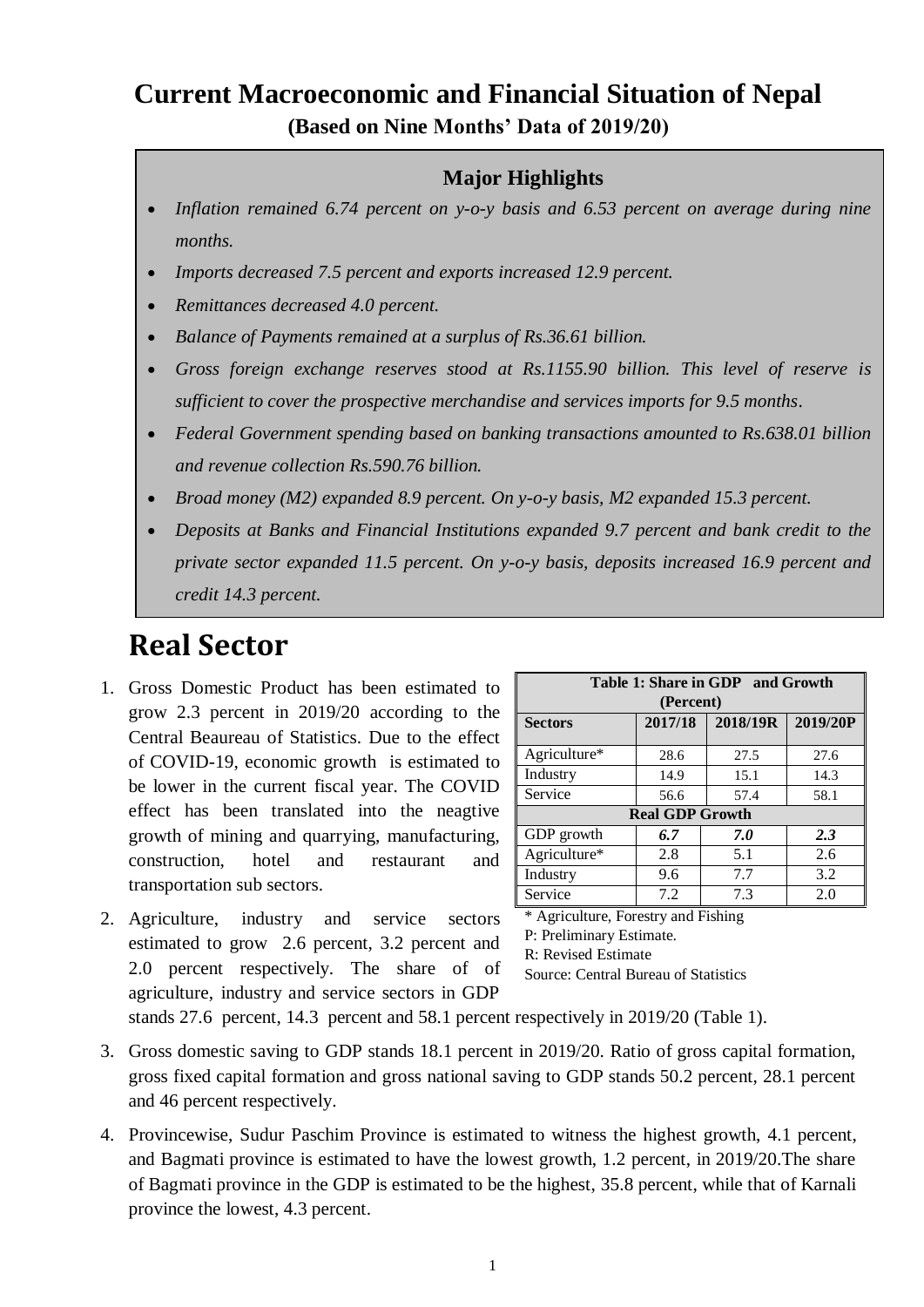# Current Macroeconomic and Financial Situation of Nepal

**(Based on Nine Months' Data of 2019/20)**

> **Major Highlights**
>
> - *Inflation remained 6.74 percent on y-o-y basis and 6.53 percent on average during nine months.*
> - *Imports decreased 7.5 percent and exports increased 12.9 percent.*
> - *Remittances decreased 4.0 percent.*
> - *Balance of Payments remained at a surplus of Rs.36.61 billion.*
> - *Gross foreign exchange reserves stood at Rs.1155.90 billion. This level of reserve is sufficient to cover the prospective merchandise and services imports for 9.5 months.*
> - *Federal Government spending based on banking transactions amounted to Rs.638.01 billion and revenue collection Rs.590.76 billion.*
> - *Broad money (M2) expanded 8.9 percent. On y-o-y basis, M2 expanded 15.3 percent.*
> - *Deposits at Banks and Financial Institutions expanded 9.7 percent and bank credit to the private sector expanded 11.5 percent. On y-o-y basis, deposits increased 16.9 percent and credit 14.3 percent.*

## Real Sector

1. Gross Domestic Product has been estimated to grow 2.3 percent in 2019/20 according to the Central Beaureau of Statistics. Due to the effect of COVID-19, economic growth is estimated to be lower in the current fiscal year. The COVID effect has been translated into the neagtive growth of mining and quarrying, manufacturing, construction, hotel and restaurant and transportation sub sectors.

**Table 1: Share in GDP and Growth (Percent)**

| Sectors | 2017/18 | 2018/19R | 2019/20P |
|---|---|---|---|
| Agriculture* | 28.6 | 27.5 | 27.6 |
| Industry | 14.9 | 15.1 | 14.3 |
| Service | 56.6 | 57.4 | 58.1 |
| **Real GDP Growth** | | | |
| GDP growth | ***6.7*** | ***7.0*** | ***2.3*** |
| Agriculture* | 2.8 | 5.1 | 2.6 |
| Industry | 9.6 | 7.7 | 3.2 |
| Service | 7.2 | 7.3 | 2.0 |

\* Agriculture, Forestry and Fishing
P: Preliminary Estimate.
R: Revised Estimate
Source: Central Bureau of Statistics

2. Agriculture, industry and service sectors estimated to grow 2.6 percent, 3.2 percent and 2.0 percent respectively. The share of of agriculture, industry and service sectors in GDP stands 27.6 percent, 14.3 percent and 58.1 percent respectively in 2019/20 (Table 1).

3. Gross domestic saving to GDP stands 18.1 percent in 2019/20. Ratio of gross capital formation, gross fixed capital formation and gross national saving to GDP stands 50.2 percent, 28.1 percent and 46 percent respectively.

4. Provincewise, Sudur Paschim Province is estimated to witness the highest growth, 4.1 percent, and Bagmati province is estimated to have the lowest growth, 1.2 percent, in 2019/20.The share of Bagmati province in the GDP is estimated to be the highest, 35.8 percent, while that of Karnali province the lowest, 4.3 percent.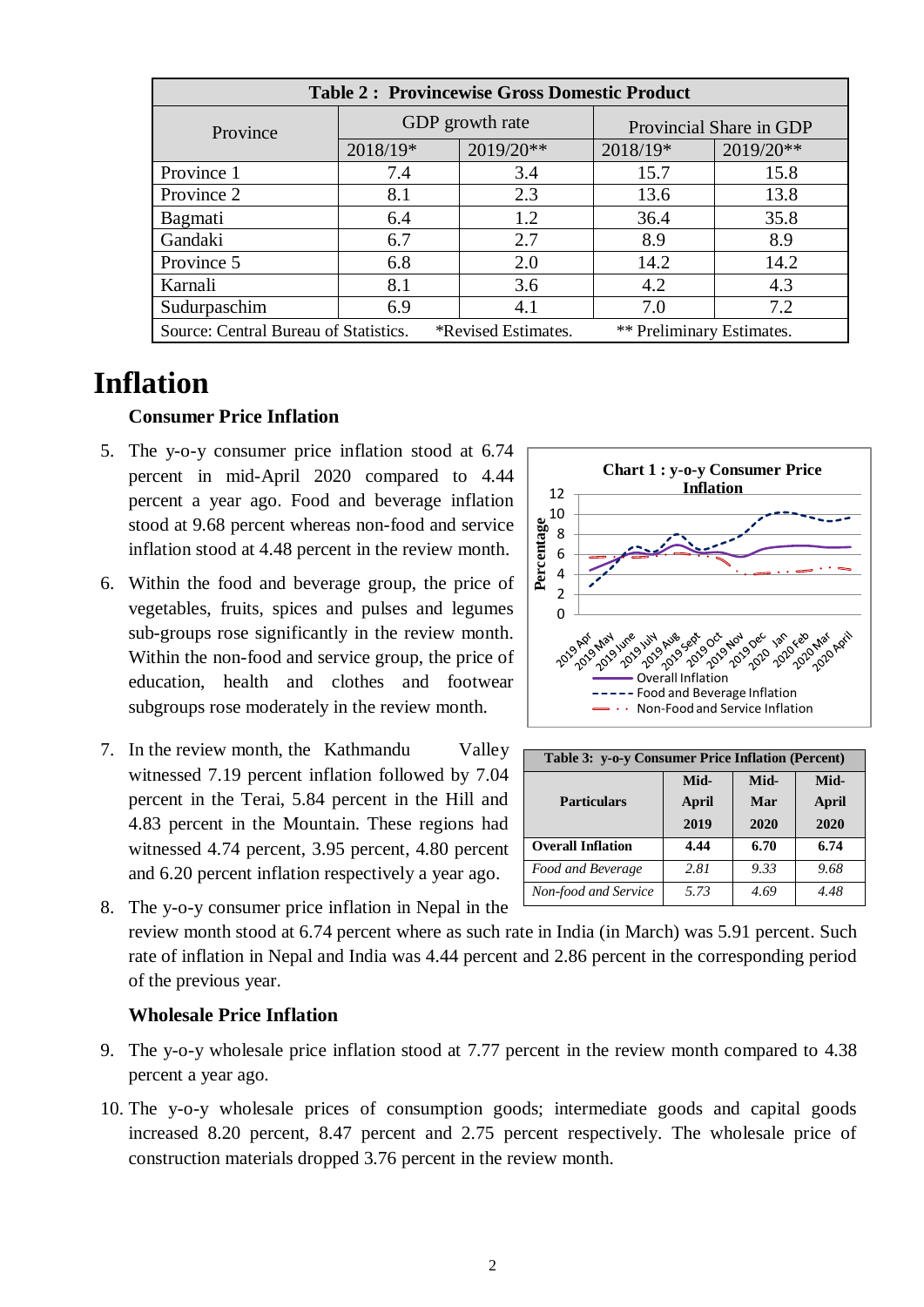**Table 2 : Provincewise Gross Domestic Product**

| Province | GDP growth rate | | Provincial Share in GDP | |
|---|---|---|---|---|
| | 2018/19* | 2019/20** | 2018/19* | 2019/20** |
| Province 1 | 7.4 | 3.4 | 15.7 | 15.8 |
| Province 2 | 8.1 | 2.3 | 13.6 | 13.8 |
| Bagmati | 6.4 | 1.2 | 36.4 | 35.8 |
| Gandaki | 6.7 | 2.7 | 8.9 | 8.9 |
| Province 5 | 6.8 | 2.0 | 14.2 | 14.2 |
| Karnali | 8.1 | 3.6 | 4.2 | 4.3 |
| Sudurpaschim | 6.9 | 4.1 | 7.0 | 7.2 |

Source: Central Bureau of Statistics. *Revised Estimates. ** Preliminary Estimates.

# Inflation

### Consumer Price Inflation

5. The y-o-y consumer price inflation stood at 6.74 percent in mid-April 2020 compared to 4.44 percent a year ago. Food and beverage inflation stood at 9.68 percent whereas non-food and service inflation stood at 4.48 percent in the review month.

6. Within the food and beverage group, the price of vegetables, fruits, spices and pulses and legumes sub-groups rose significantly in the review month. Within the non-food and service group, the price of education, health and clothes and footwear subgroups rose moderately in the review month.

**Chart 1 : y-o-y Consumer Price Inflation**

7. In the review month, the Kathmandu Valley witnessed 7.19 percent inflation followed by 7.04 percent in the Terai, 5.84 percent in the Hill and 4.83 percent in the Mountain. These regions had witnessed 4.74 percent, 3.95 percent, 4.80 percent and 6.20 percent inflation respectively a year ago.

**Table 3: y-o-y Consumer Price Inflation (Percent)**

| Particulars | Mid-April 2019 | Mid-Mar 2020 | Mid-April 2020 |
|---|---|---|---|
| **Overall Inflation** | **4.44** | **6.70** | **6.74** |
| *Food and Beverage* | *2.81* | *9.33* | *9.68* |
| *Non-food and Service* | *5.73* | *4.69* | *4.48* |

8. The y-o-y consumer price inflation in Nepal in the review month stood at 6.74 percent where as such rate in India (in March) was 5.91 percent. Such rate of inflation in Nepal and India was 4.44 percent and 2.86 percent in the corresponding period of the previous year.

### Wholesale Price Inflation

9. The y-o-y wholesale price inflation stood at 7.77 percent in the review month compared to 4.38 percent a year ago.

10. The y-o-y wholesale prices of consumption goods; intermediate goods and capital goods increased 8.20 percent, 8.47 percent and 2.75 percent respectively. The wholesale price of construction materials dropped 3.76 percent in the review month.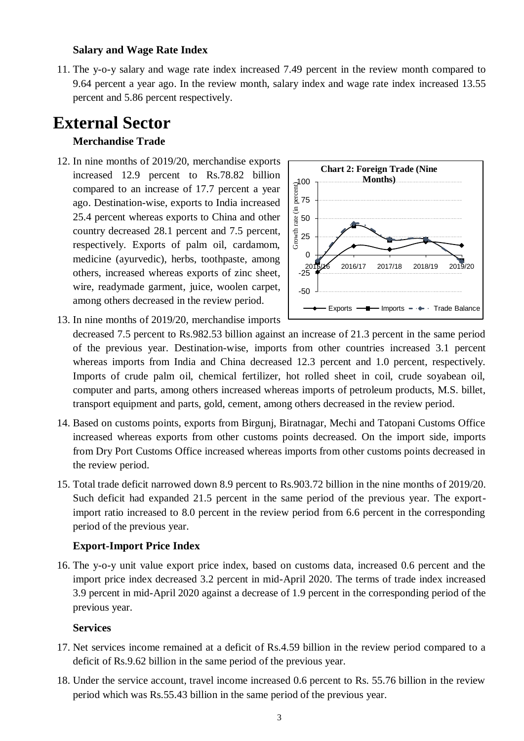### Salary and Wage Rate Index

11. The y-o-y salary and wage rate index increased 7.49 percent in the review month compared to 9.64 percent a year ago. In the review month, salary index and wage rate index increased 13.55 percent and 5.86 percent respectively.

# External Sector

### Merchandise Trade

12. In nine months of 2019/20, merchandise exports increased 12.9 percent to Rs.78.82 billion compared to an increase of 17.7 percent a year ago. Destination-wise, exports to India increased 25.4 percent whereas exports to China and other country decreased 28.1 percent and 7.5 percent, respectively. Exports of palm oil, cardamom, medicine (ayurvedic), herbs, toothpaste, among others, increased whereas exports of zinc sheet, wire, readymade garment, juice, woolen carpet, among others decreased in the review period.

**Chart 2: Foreign Trade (Nine Months)**

13. In nine months of 2019/20, merchandise imports decreased 7.5 percent to Rs.982.53 billion against an increase of 21.3 percent in the same period of the previous year. Destination-wise, imports from other countries increased 3.1 percent whereas imports from India and China decreased 12.3 percent and 1.0 percent, respectively. Imports of crude palm oil, chemical fertilizer, hot rolled sheet in coil, crude soyabean oil, computer and parts, among others increased whereas imports of petroleum products, M.S. billet, transport equipment and parts, gold, cement, among others decreased in the review period.

14. Based on customs points, exports from Birgunj, Biratnagar, Mechi and Tatopani Customs Office increased whereas exports from other customs points decreased. On the import side, imports from Dry Port Customs Office increased whereas imports from other customs points decreased in the review period.

15. Total trade deficit narrowed down 8.9 percent to Rs.903.72 billion in the nine months of 2019/20. Such deficit had expanded 21.5 percent in the same period of the previous year. The export-import ratio increased to 8.0 percent in the review period from 6.6 percent in the corresponding period of the previous year.

### Export-Import Price Index

16. The y-o-y unit value export price index, based on customs data, increased 0.6 percent and the import price index decreased 3.2 percent in mid-April 2020. The terms of trade index increased 3.9 percent in mid-April 2020 against a decrease of 1.9 percent in the corresponding period of the previous year.

### Services

17. Net services income remained at a deficit of Rs.4.59 billion in the review period compared to a deficit of Rs.9.62 billion in the same period of the previous year.

18. Under the service account, travel income increased 0.6 percent to Rs. 55.76 billion in the review period which was Rs.55.43 billion in the same period of the previous year.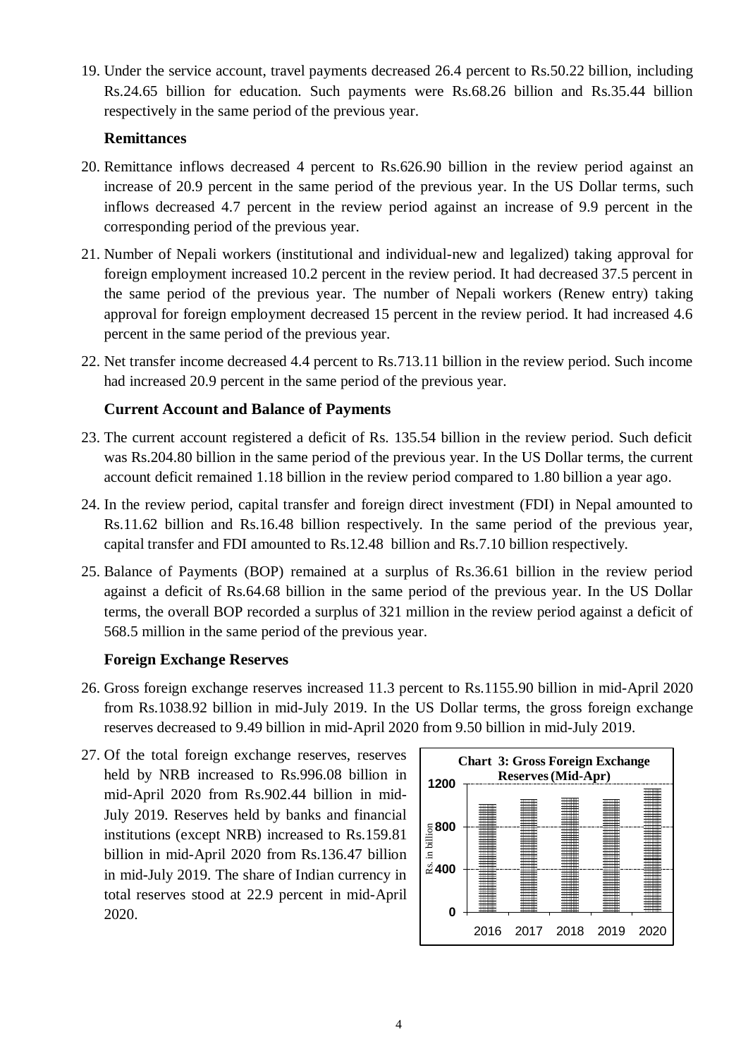19. Under the service account, travel payments decreased 26.4 percent to Rs.50.22 billion, including Rs.24.65 billion for education. Such payments were Rs.68.26 billion and Rs.35.44 billion respectively in the same period of the previous year.

**Remittances**

20. Remittance inflows decreased 4 percent to Rs.626.90 billion in the review period against an increase of 20.9 percent in the same period of the previous year. In the US Dollar terms, such inflows decreased 4.7 percent in the review period against an increase of 9.9 percent in the corresponding period of the previous year.

21. Number of Nepali workers (institutional and individual-new and legalized) taking approval for foreign employment increased 10.2 percent in the review period. It had decreased 37.5 percent in the same period of the previous year. The number of Nepali workers (Renew entry) taking approval for foreign employment decreased 15 percent in the review period. It had increased 4.6 percent in the same period of the previous year.

22. Net transfer income decreased 4.4 percent to Rs.713.11 billion in the review period. Such income had increased 20.9 percent in the same period of the previous year.

**Current Account and Balance of Payments**

23. The current account registered a deficit of Rs. 135.54 billion in the review period. Such deficit was Rs.204.80 billion in the same period of the previous year. In the US Dollar terms, the current account deficit remained 1.18 billion in the review period compared to 1.80 billion a year ago.

24. In the review period, capital transfer and foreign direct investment (FDI) in Nepal amounted to Rs.11.62 billion and Rs.16.48 billion respectively. In the same period of the previous year, capital transfer and FDI amounted to Rs.12.48 billion and Rs.7.10 billion respectively.

25. Balance of Payments (BOP) remained at a surplus of Rs.36.61 billion in the review period against a deficit of Rs.64.68 billion in the same period of the previous year. In the US Dollar terms, the overall BOP recorded a surplus of 321 million in the review period against a deficit of 568.5 million in the same period of the previous year.

**Foreign Exchange Reserves**

26. Gross foreign exchange reserves increased 11.3 percent to Rs.1155.90 billion in mid-April 2020 from Rs.1038.92 billion in mid-July 2019. In the US Dollar terms, the gross foreign exchange reserves decreased to 9.49 billion in mid-April 2020 from 9.50 billion in mid-July 2019.

27. Of the total foreign exchange reserves, reserves held by NRB increased to Rs.996.08 billion in mid-April 2020 from Rs.902.44 billion in mid-July 2019. Reserves held by banks and financial institutions (except NRB) increased to Rs.159.81 billion in mid-April 2020 from Rs.136.47 billion in mid-July 2019. The share of Indian currency in total reserves stood at 22.9 percent in mid-April 2020.

**Chart 3: Gross Foreign Exchange Reserves (Mid-Apr)**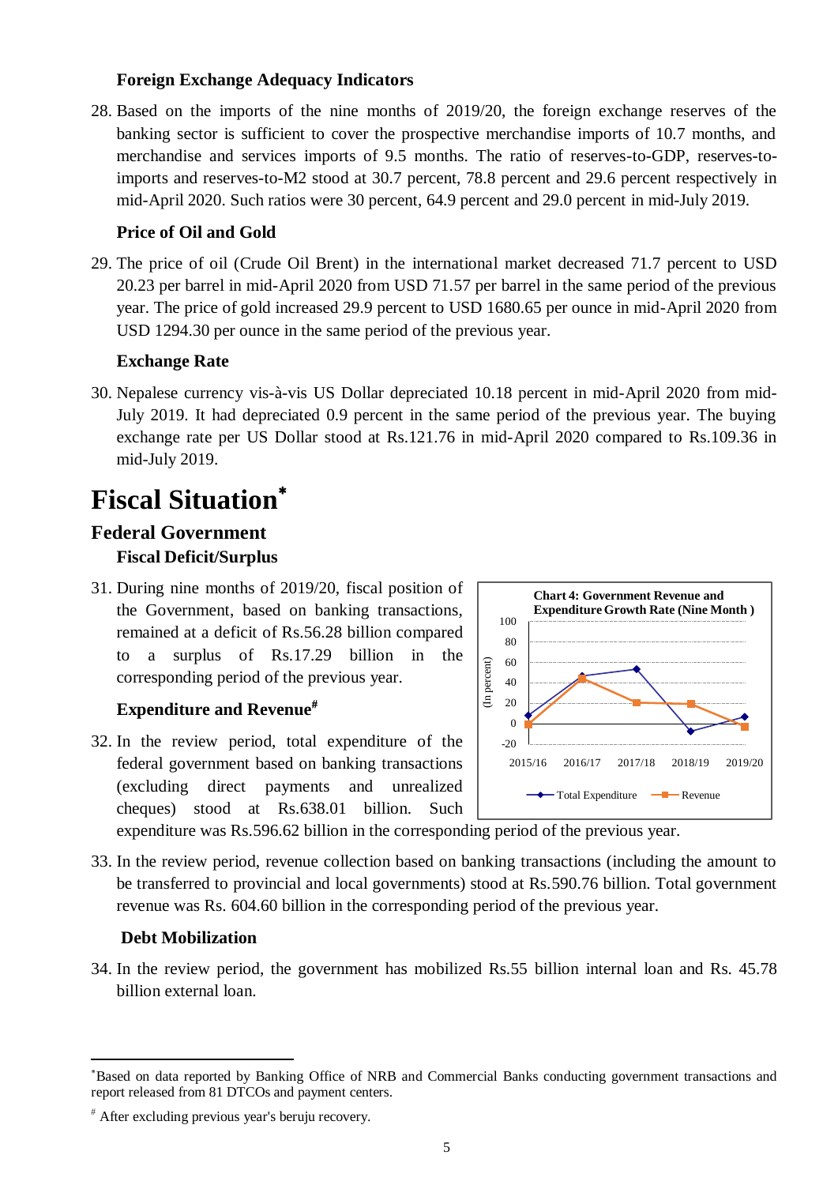### Foreign Exchange Adequacy Indicators

28. Based on the imports of the nine months of 2019/20, the foreign exchange reserves of the banking sector is sufficient to cover the prospective merchandise imports of 10.7 months, and merchandise and services imports of 9.5 months. The ratio of reserves-to-GDP, reserves-to-imports and reserves-to-M2 stood at 30.7 percent, 78.8 percent and 29.6 percent respectively in mid-April 2020. Such ratios were 30 percent, 64.9 percent and 29.0 percent in mid-July 2019.

### Price of Oil and Gold

29. The price of oil (Crude Oil Brent) in the international market decreased 71.7 percent to USD 20.23 per barrel in mid-April 2020 from USD 71.57 per barrel in the same period of the previous year. The price of gold increased 29.9 percent to USD 1680.65 per ounce in mid-April 2020 from USD 1294.30 per ounce in the same period of the previous year.

### Exchange Rate

30. Nepalese currency vis-à-vis US Dollar depreciated 10.18 percent in mid-April 2020 from mid-July 2019. It had depreciated 0.9 percent in the same period of the previous year. The buying exchange rate per US Dollar stood at Rs.121.76 in mid-April 2020 compared to Rs.109.36 in mid-July 2019.

# Fiscal Situation*

## Federal Government

### Fiscal Deficit/Surplus

31. During nine months of 2019/20, fiscal position of the Government, based on banking transactions, remained at a deficit of Rs.56.28 billion compared to a surplus of Rs.17.29 billion in the corresponding period of the previous year.

**Chart 4: Government Revenue and Expenditure Growth Rate (Nine Month )**

### Expenditure and Revenue#

32. In the review period, total expenditure of the federal government based on banking transactions (excluding direct payments and unrealized cheques) stood at Rs.638.01 billion. Such expenditure was Rs.596.62 billion in the corresponding period of the previous year.

33. In the review period, revenue collection based on banking transactions (including the amount to be transferred to provincial and local governments) stood at Rs.590.76 billion. Total government revenue was Rs. 604.60 billion in the corresponding period of the previous year.

### Debt Mobilization

34. In the review period, the government has mobilized Rs.55 billion internal loan and Rs. 45.78 billion external loan.

---

*Based on data reported by Banking Office of NRB and Commercial Banks conducting government transactions and report released from 81 DTCOs and payment centers.

# After excluding previous year's beruju recovery.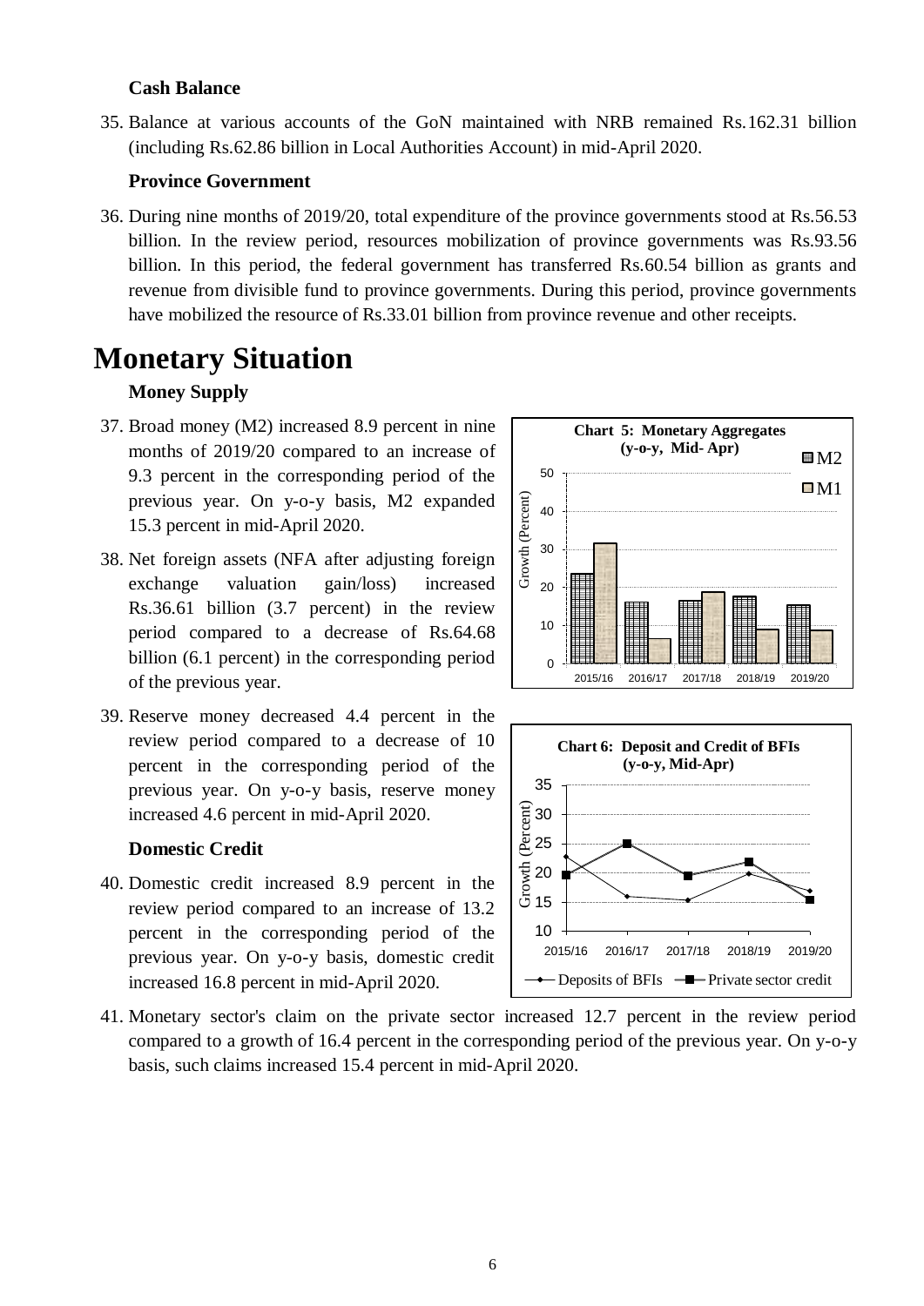### Cash Balance

35. Balance at various accounts of the GoN maintained with NRB remained Rs.162.31 billion (including Rs.62.86 billion in Local Authorities Account) in mid-April 2020.

### Province Government

36. During nine months of 2019/20, total expenditure of the province governments stood at Rs.56.53 billion. In the review period, resources mobilization of province governments was Rs.93.56 billion. In this period, the federal government has transferred Rs.60.54 billion as grants and revenue from divisible fund to province governments. During this period, province governments have mobilized the resource of Rs.33.01 billion from province revenue and other receipts.

# Monetary Situation

### Money Supply

37. Broad money (M2) increased 8.9 percent in nine months of 2019/20 compared to an increase of 9.3 percent in the corresponding period of the previous year. On y-o-y basis, M2 expanded 15.3 percent in mid-April 2020.

38. Net foreign assets (NFA after adjusting foreign exchange valuation gain/loss) increased Rs.36.61 billion (3.7 percent) in the review period compared to a decrease of Rs.64.68 billion (6.1 percent) in the corresponding period of the previous year.

39. Reserve money decreased 4.4 percent in the review period compared to a decrease of 10 percent in the corresponding period of the previous year. On y-o-y basis, reserve money increased 4.6 percent in mid-April 2020.

**Chart 5: Monetary Aggregates (y-o-y, Mid- Apr)**

**Chart 6: Deposit and Credit of BFIs (y-o-y, Mid-Apr)**

### Domestic Credit

40. Domestic credit increased 8.9 percent in the review period compared to an increase of 13.2 percent in the corresponding period of the previous year. On y-o-y basis, domestic credit increased 16.8 percent in mid-April 2020.

41. Monetary sector's claim on the private sector increased 12.7 percent in the review period compared to a growth of 16.4 percent in the corresponding period of the previous year. On y-o-y basis, such claims increased 15.4 percent in mid-April 2020.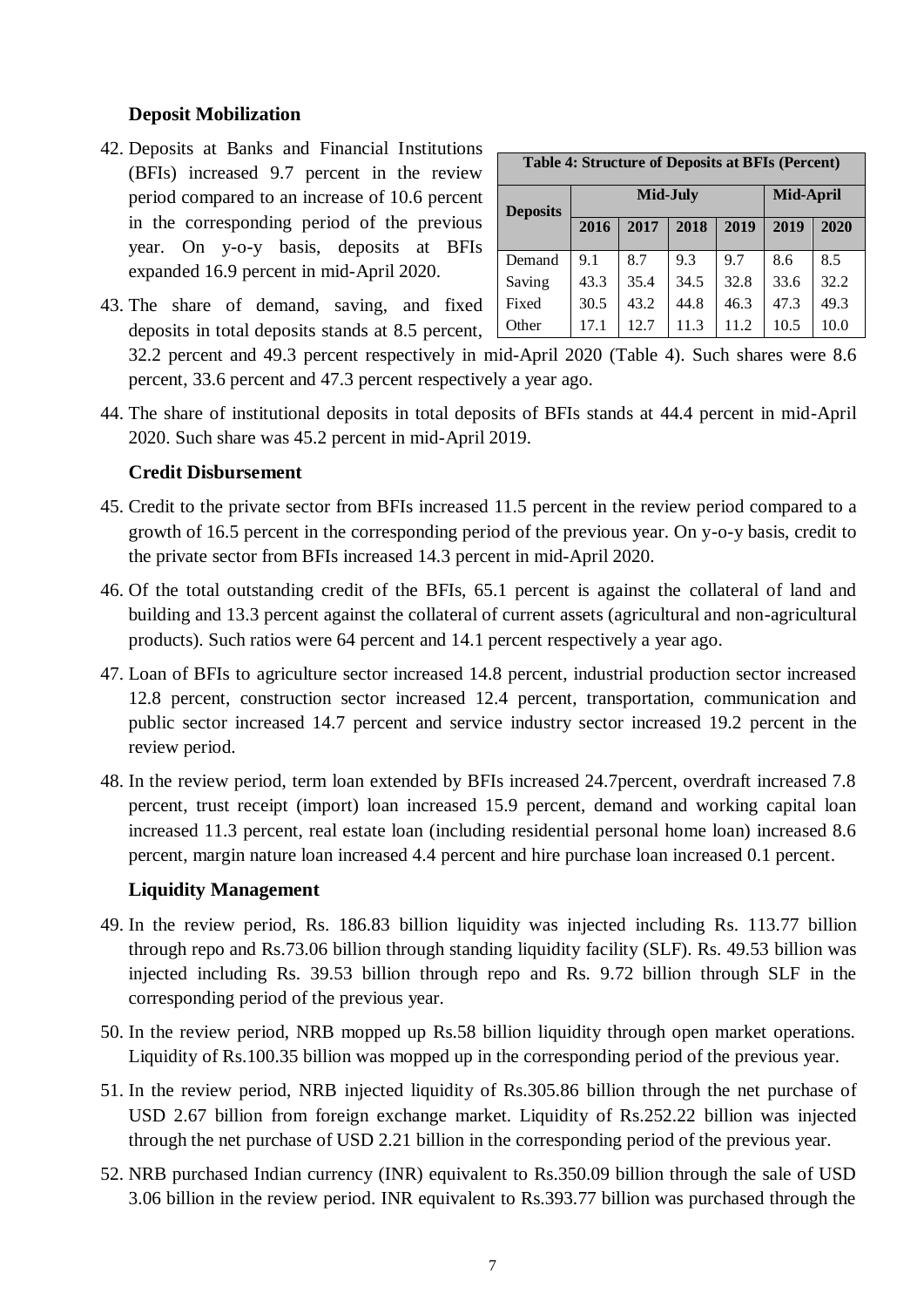### Deposit Mobilization

42. Deposits at Banks and Financial Institutions (BFIs) increased 9.7 percent in the review period compared to an increase of 10.6 percent in the corresponding period of the previous year. On y-o-y basis, deposits at BFIs expanded 16.9 percent in mid-April 2020.

43. The share of demand, saving, and fixed deposits in total deposits stands at 8.5 percent, 32.2 percent and 49.3 percent respectively in mid-April 2020 (Table 4). Such shares were 8.6 percent, 33.6 percent and 47.3 percent respectively a year ago.

**Table 4: Structure of Deposits at BFIs (Percent)**

| Deposits | Mid-July | | | | Mid-April | |
|---|---|---|---|---|---|---|
| | 2016 | 2017 | 2018 | 2019 | 2019 | 2020 |
| Demand | 9.1 | 8.7 | 9.3 | 9.7 | 8.6 | 8.5 |
| Saving | 43.3 | 35.4 | 34.5 | 32.8 | 33.6 | 32.2 |
| Fixed | 30.5 | 43.2 | 44.8 | 46.3 | 47.3 | 49.3 |
| Other | 17.1 | 12.7 | 11.3 | 11.2 | 10.5 | 10.0 |

44. The share of institutional deposits in total deposits of BFIs stands at 44.4 percent in mid-April 2020. Such share was 45.2 percent in mid-April 2019.

### Credit Disbursement

45. Credit to the private sector from BFIs increased 11.5 percent in the review period compared to a growth of 16.5 percent in the corresponding period of the previous year. On y-o-y basis, credit to the private sector from BFIs increased 14.3 percent in mid-April 2020.

46. Of the total outstanding credit of the BFIs, 65.1 percent is against the collateral of land and building and 13.3 percent against the collateral of current assets (agricultural and non-agricultural products). Such ratios were 64 percent and 14.1 percent respectively a year ago.

47. Loan of BFIs to agriculture sector increased 14.8 percent, industrial production sector increased 12.8 percent, construction sector increased 12.4 percent, transportation, communication and public sector increased 14.7 percent and service industry sector increased 19.2 percent in the review period.

48. In the review period, term loan extended by BFIs increased 24.7percent, overdraft increased 7.8 percent, trust receipt (import) loan increased 15.9 percent, demand and working capital loan increased 11.3 percent, real estate loan (including residential personal home loan) increased 8.6 percent, margin nature loan increased 4.4 percent and hire purchase loan increased 0.1 percent.

### Liquidity Management

49. In the review period, Rs. 186.83 billion liquidity was injected including Rs. 113.77 billion through repo and Rs.73.06 billion through standing liquidity facility (SLF). Rs. 49.53 billion was injected including Rs. 39.53 billion through repo and Rs. 9.72 billion through SLF in the corresponding period of the previous year.

50. In the review period, NRB mopped up Rs.58 billion liquidity through open market operations. Liquidity of Rs.100.35 billion was mopped up in the corresponding period of the previous year.

51. In the review period, NRB injected liquidity of Rs.305.86 billion through the net purchase of USD 2.67 billion from foreign exchange market. Liquidity of Rs.252.22 billion was injected through the net purchase of USD 2.21 billion in the corresponding period of the previous year.

52. NRB purchased Indian currency (INR) equivalent to Rs.350.09 billion through the sale of USD 3.06 billion in the review period. INR equivalent to Rs.393.77 billion was purchased through the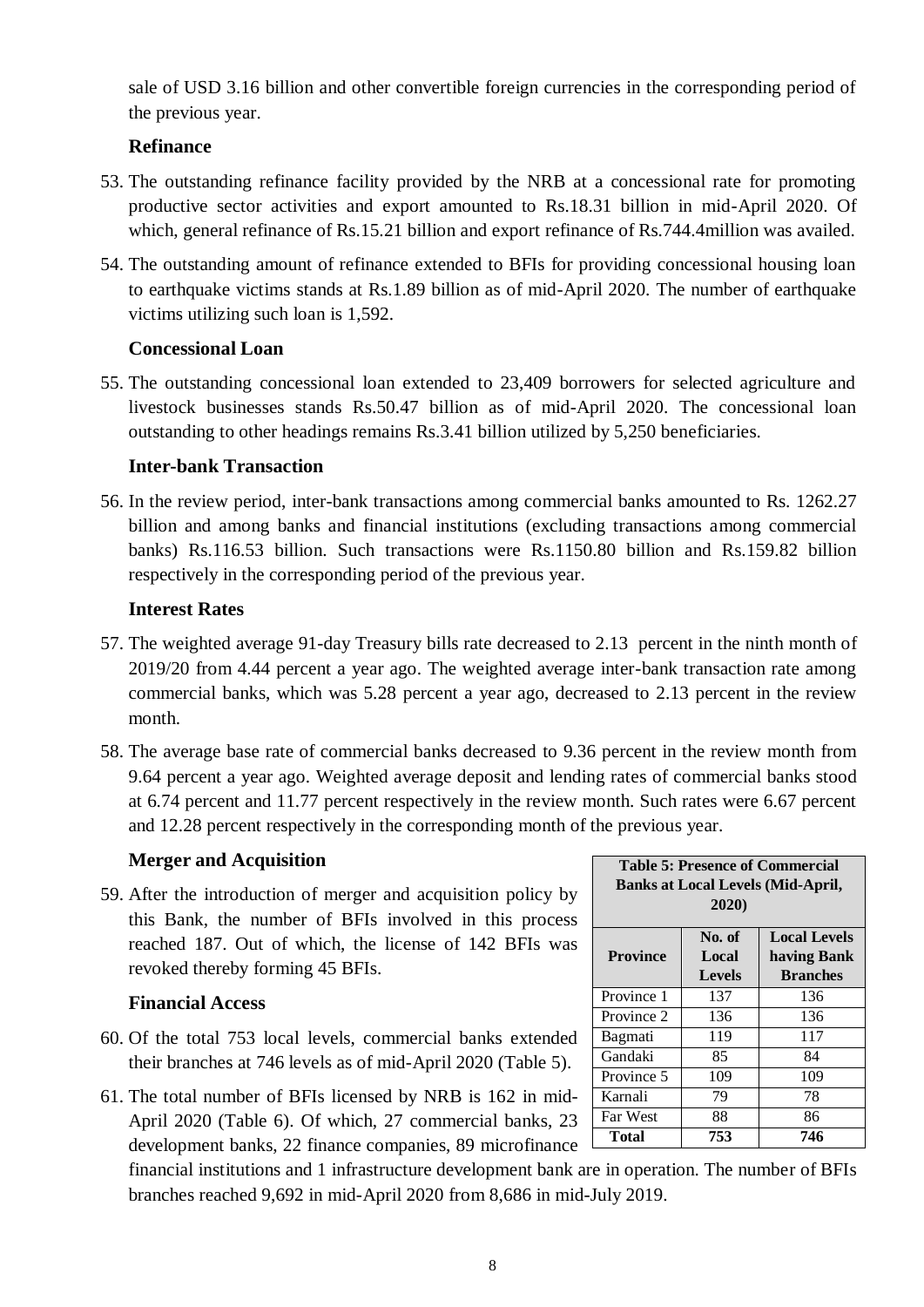sale of USD 3.16 billion and other convertible foreign currencies in the corresponding period of the previous year.

### Refinance

53. The outstanding refinance facility provided by the NRB at a concessional rate for promoting productive sector activities and export amounted to Rs.18.31 billion in mid-April 2020. Of which, general refinance of Rs.15.21 billion and export refinance of Rs.744.4million was availed.

54. The outstanding amount of refinance extended to BFIs for providing concessional housing loan to earthquake victims stands at Rs.1.89 billion as of mid-April 2020. The number of earthquake victims utilizing such loan is 1,592.

### Concessional Loan

55. The outstanding concessional loan extended to 23,409 borrowers for selected agriculture and livestock businesses stands Rs.50.47 billion as of mid-April 2020. The concessional loan outstanding to other headings remains Rs.3.41 billion utilized by 5,250 beneficiaries.

### Inter-bank Transaction

56. In the review period, inter-bank transactions among commercial banks amounted to Rs. 1262.27 billion and among banks and financial institutions (excluding transactions among commercial banks) Rs.116.53 billion. Such transactions were Rs.1150.80 billion and Rs.159.82 billion respectively in the corresponding period of the previous year.

### Interest Rates

57. The weighted average 91-day Treasury bills rate decreased to 2.13 percent in the ninth month of 2019/20 from 4.44 percent a year ago. The weighted average inter-bank transaction rate among commercial banks, which was 5.28 percent a year ago, decreased to 2.13 percent in the review month.

58. The average base rate of commercial banks decreased to 9.36 percent in the review month from 9.64 percent a year ago. Weighted average deposit and lending rates of commercial banks stood at 6.74 percent and 11.77 percent respectively in the review month. Such rates were 6.67 percent and 12.28 percent respectively in the corresponding month of the previous year.

### Merger and Acquisition

59. After the introduction of merger and acquisition policy by this Bank, the number of BFIs involved in this process reached 187. Out of which, the license of 142 BFIs was revoked thereby forming 45 BFIs.

### Financial Access

60. Of the total 753 local levels, commercial banks extended their branches at 746 levels as of mid-April 2020 (Table 5).

61. The total number of BFIs licensed by NRB is 162 in mid-April 2020 (Table 6). Of which, 27 commercial banks, 23 development banks, 22 finance companies, 89 microfinance financial institutions and 1 infrastructure development bank are in operation. The number of BFIs branches reached 9,692 in mid-April 2020 from 8,686 in mid-July 2019.

**Table 5: Presence of Commercial Banks at Local Levels (Mid-April, 2020)**

| Province | No. of Local Levels | Local Levels having Bank Branches |
|---|---|---|
| Province 1 | 137 | 136 |
| Province 2 | 136 | 136 |
| Bagmati | 119 | 117 |
| Gandaki | 85 | 84 |
| Province 5 | 109 | 109 |
| Karnali | 79 | 78 |
| Far West | 88 | 86 |
| **Total** | **753** | **746** |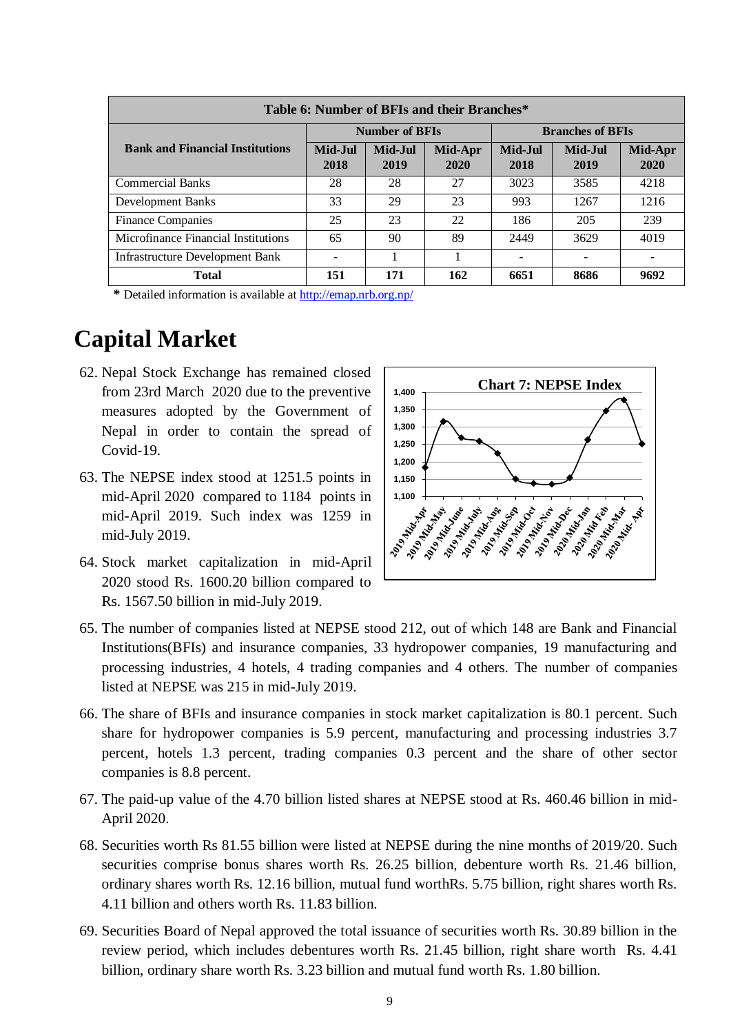| **Table 6: Number of BFIs and their Branches*** | | | | | | |
|---|---|---|---|---|---|---|
| **Bank and Financial Institutions** | **Number of BFIs** | | | **Branches of BFIs** | | |
| | **Mid-Jul 2018** | **Mid-Jul 2019** | **Mid-Apr 2020** | **Mid-Jul 2018** | **Mid-Jul 2019** | **Mid-Apr 2020** |
| Commercial Banks | 28 | 28 | 27 | 3023 | 3585 | 4218 |
| Development Banks | 33 | 29 | 23 | 993 | 1267 | 1216 |
| Finance Companies | 25 | 23 | 22 | 186 | 205 | 239 |
| Microfinance Financial Institutions | 65 | 90 | 89 | 2449 | 3629 | 4019 |
| Infrastructure Development Bank | - | 1 | 1 | - | - | - |
| **Total** | **151** | **171** | **162** | **6651** | **8686** | **9692** |

**\*** Detailed information is available at http://emap.nrb.org.np/

# Capital Market

62. Nepal Stock Exchange has remained closed from 23rd March 2020 due to the preventive measures adopted by the Government of Nepal in order to contain the spread of Covid-19.

63. The NEPSE index stood at 1251.5 points in mid-April 2020 compared to 1184 points in mid-April 2019. Such index was 1259 in mid-July 2019.

64. Stock market capitalization in mid-April 2020 stood Rs. 1600.20 billion compared to Rs. 1567.50 billion in mid-July 2019.

**Chart 7: NEPSE Index**

65. The number of companies listed at NEPSE stood 212, out of which 148 are Bank and Financial Institutions(BFIs) and insurance companies, 33 hydropower companies, 19 manufacturing and processing industries, 4 hotels, 4 trading companies and 4 others. The number of companies listed at NEPSE was 215 in mid-July 2019.

66. The share of BFIs and insurance companies in stock market capitalization is 80.1 percent. Such share for hydropower companies is 5.9 percent, manufacturing and processing industries 3.7 percent, hotels 1.3 percent, trading companies 0.3 percent and the share of other sector companies is 8.8 percent.

67. The paid-up value of the 4.70 billion listed shares at NEPSE stood at Rs. 460.46 billion in mid-April 2020.

68. Securities worth Rs 81.55 billion were listed at NEPSE during the nine months of 2019/20. Such securities comprise bonus shares worth Rs. 26.25 billion, debenture worth Rs. 21.46 billion, ordinary shares worth Rs. 12.16 billion, mutual fund worthRs. 5.75 billion, right shares worth Rs. 4.11 billion and others worth Rs. 11.83 billion.

69. Securities Board of Nepal approved the total issuance of securities worth Rs. 30.89 billion in the review period, which includes debentures worth Rs. 21.45 billion, right share worth Rs. 4.41 billion, ordinary share worth Rs. 3.23 billion and mutual fund worth Rs. 1.80 billion.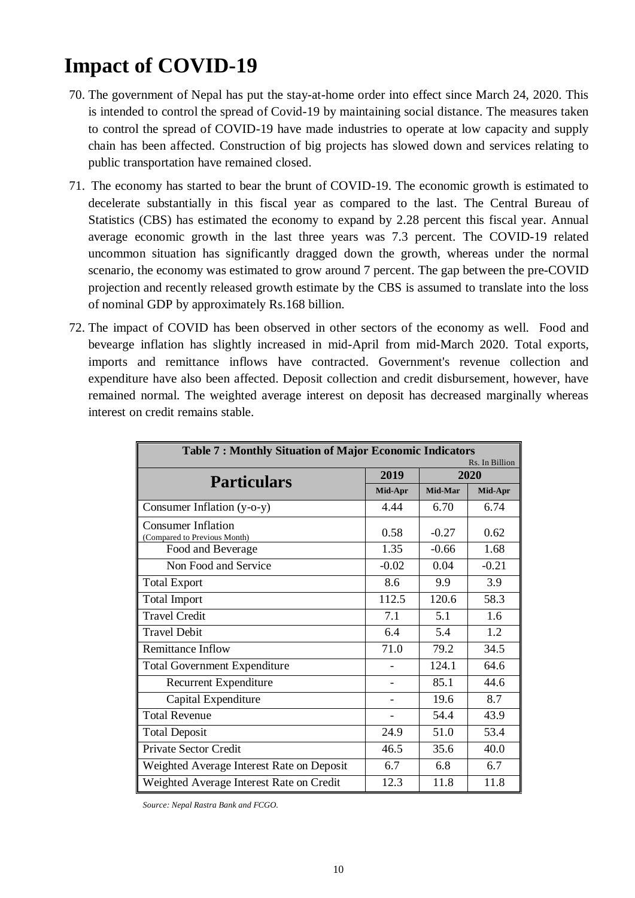# Impact of COVID-19

70. The government of Nepal has put the stay-at-home order into effect since March 24, 2020. This is intended to control the spread of Covid-19 by maintaining social distance. The measures taken to control the spread of COVID-19 have made industries to operate at low capacity and supply chain has been affected. Construction of big projects has slowed down and services relating to public transportation have remained closed.

71. The economy has started to bear the brunt of COVID-19. The economic growth is estimated to decelerate substantially in this fiscal year as compared to the last. The Central Bureau of Statistics (CBS) has estimated the economy to expand by 2.28 percent this fiscal year. Annual average economic growth in the last three years was 7.3 percent. The COVID-19 related uncommon situation has significantly dragged down the growth, whereas under the normal scenario, the economy was estimated to grow around 7 percent. The gap between the pre-COVID projection and recently released growth estimate by the CBS is assumed to translate into the loss of nominal GDP by approximately Rs.168 billion.

72. The impact of COVID has been observed in other sectors of the economy as well. Food and bevearge inflation has slightly increased in mid-April from mid-March 2020. Total exports, imports and remittance inflows have contracted. Government's revenue collection and expenditure have also been affected. Deposit collection and credit disbursement, however, have remained normal. The weighted average interest on deposit has decreased marginally whereas interest on credit remains stable.

**Table 7 : Monthly Situation of Major Economic Indicators**

Rs. In Billion

| Particulars | 2019 | 2020 | |
|---|---|---|---|
| | Mid-Apr | Mid-Mar | Mid-Apr |
| Consumer Inflation (y-o-y) | 4.44 | 6.70 | 6.74 |
| Consumer Inflation (Compared to Previous Month) | 0.58 | -0.27 | 0.62 |
| Food and Beverage | 1.35 | -0.66 | 1.68 |
| Non Food and Service | -0.02 | 0.04 | -0.21 |
| Total Export | 8.6 | 9.9 | 3.9 |
| Total Import | 112.5 | 120.6 | 58.3 |
| Travel Credit | 7.1 | 5.1 | 1.6 |
| Travel Debit | 6.4 | 5.4 | 1.2 |
| Remittance Inflow | 71.0 | 79.2 | 34.5 |
| Total Government Expenditure | - | 124.1 | 64.6 |
| Recurrent Expenditure | - | 85.1 | 44.6 |
| Capital Expenditure | - | 19.6 | 8.7 |
| Total Revenue | - | 54.4 | 43.9 |
| Total Deposit | 24.9 | 51.0 | 53.4 |
| Private Sector Credit | 46.5 | 35.6 | 40.0 |
| Weighted Average Interest Rate on Deposit | 6.7 | 6.8 | 6.7 |
| Weighted Average Interest Rate on Credit | 12.3 | 11.8 | 11.8 |

*Source: Nepal Rastra Bank and FCGO.*